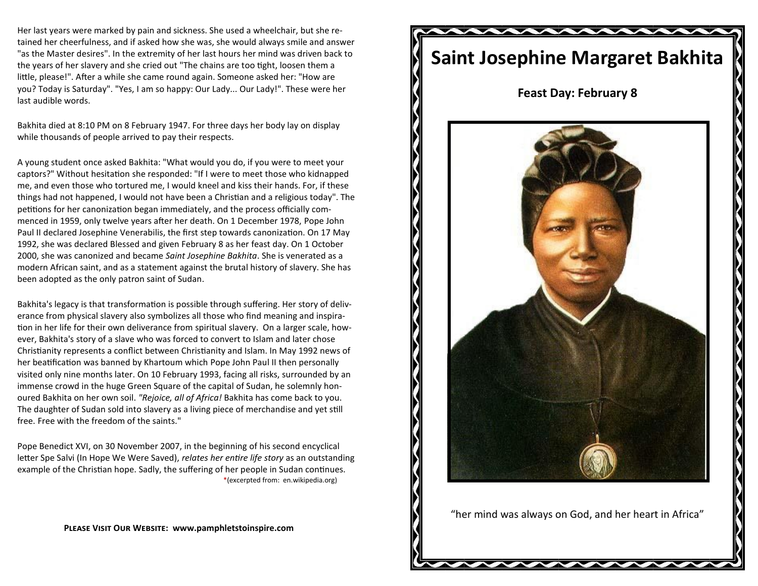Her last years were marked by pain and sickness. She used a wheelchair, but she retained her cheerfulness, and if asked how she was, she would always smile and answer "as the Master desires". In the extremity of her last hours her mind was driven back to the years of her slavery and she cried out "The chains are too tight, loosen them a little, please!". After a while she came round again. Someone asked her: "How are you? Today is Saturday". "Yes, I am so happy: Our Lady... Our Lady!". These were her last audible words.

Bakhita died at 8:10 PM on 8 February 1947. For three days her body lay on display while thousands of people arrived to pay their respects.

A young student once asked Bakhita: "What would you do, if you were to meet your captors?" Without hesitation she responded: "If I were to meet those who kidnapped me, and even those who tortured me, I would kneel and kiss their hands. For, if these things had not happened, I would not have been a Christian and a religious today". The petitions for her canonization began immediately, and the process officially commenced in 1959, only twelve years after her death. On 1 December 1978, Pope John Paul II declared Josephine Venerabilis, the first step towards canonization. On 17 May 1992, she was declared Blessed and given February 8 as her feast day. On 1 October 2000, she was canonized and became *Saint Josephine Bakhita*. She is venerated as a modern African saint, and as a statement against the brutal history of slavery. She has been adopted as the only patron saint of Sudan.

Bakhita's legacy is that transformation is possible through suffering. Her story of deliverance from physical slavery also symbolizes all those who find meaning and inspiration in her life for their own deliverance from spiritual slavery. On a larger scale, however, Bakhita's story of a slave who was forced to convert to Islam and later chose Christianity represents a conflict between Christianity and Islam. In May 1992 news of her beatification was banned by Khartoum which Pope John Paul II then personally visited only nine months later. On 10 February 1993, facing all risks, surrounded by an immense crowd in the huge Green Square of the capital of Sudan, he solemnly honoured Bakhita on her own soil. *"Rejoice, all of Africa!* Bakhita has come back to you. The daughter of Sudan sold into slavery as a living piece of merchandise and yet still free. Free with the freedom of the saints."

Pope Benedict XVI, on 30 November 2007, in the beginning of his second encyclical letter Spe Salvi (In Hope We Were Saved), *relates her entire life story* as an outstanding example of the Christian hope. Sadly, the suffering of her people in Sudan continues.

*(excerpted from: en.wikipedia.org)

**Please Visit Our Website: www.pamphletstoinspire.com**

# Saint Josephine Margaret Bakhita

**Feast Day: February 8**

"her mind was always on God, and her heart in Africa"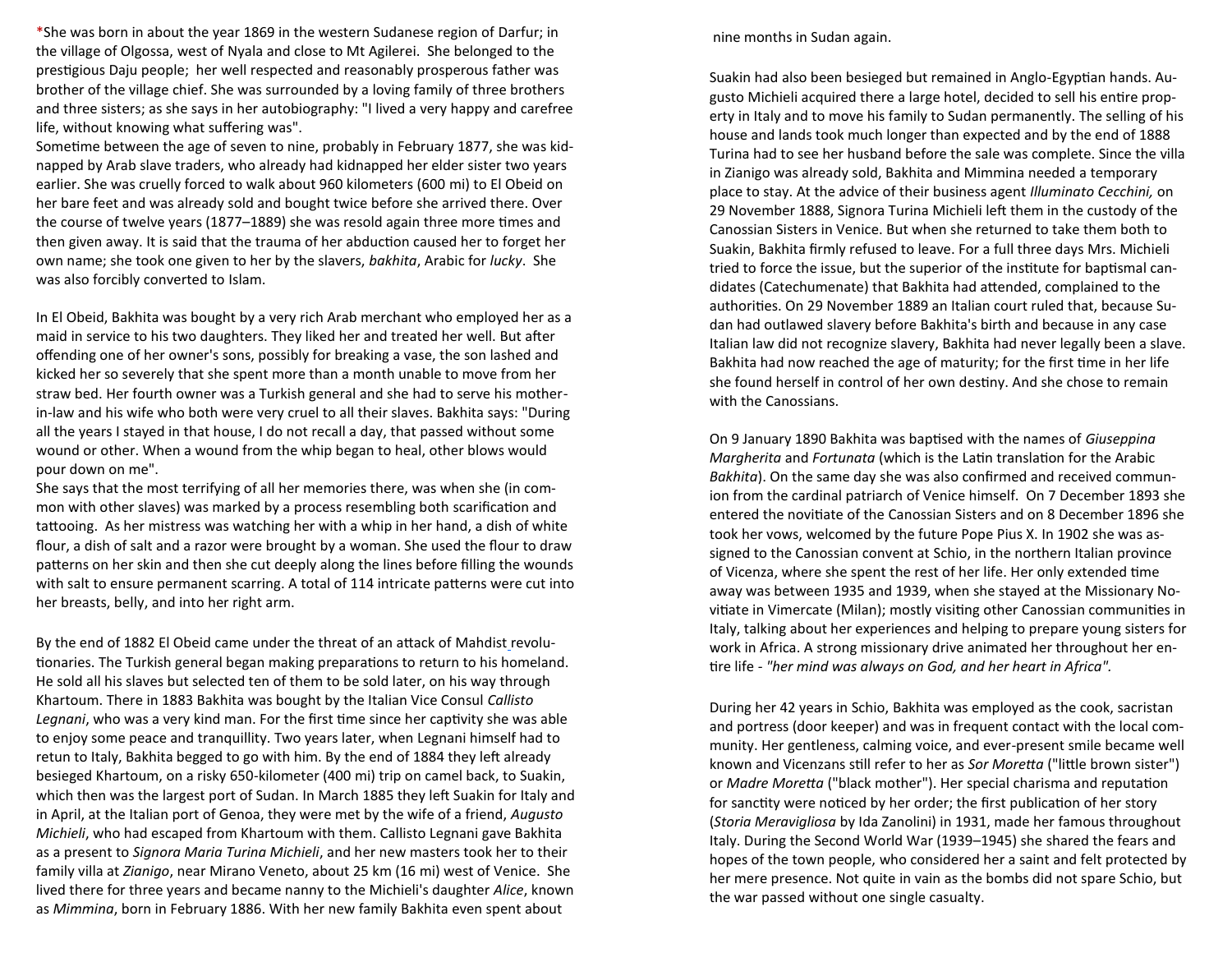*She was born in about the year 1869 in the western Sudanese region of Darfur; in the village of Olgossa, west of Nyala and close to Mt Agilerei. She belonged to the prestigious Daju people; her well respected and reasonably prosperous father was brother of the village chief. She was surrounded by a loving family of three brothers and three sisters; as she says in her autobiography: "I lived a very happy and carefree life, without knowing what suffering was".
Sometime between the age of seven to nine, probably in February 1877, she was kidnapped by Arab slave traders, who already had kidnapped her elder sister two years earlier. She was cruelly forced to walk about 960 kilometers (600 mi) to El Obeid on her bare feet and was already sold and bought twice before she arrived there. Over the course of twelve years (1877–1889) she was resold again three more times and then given away. It is said that the trauma of her abduction caused her to forget her own name; she took one given to her by the slavers, *bakhita*, Arabic for *lucky*. She was also forcibly converted to Islam.

In El Obeid, Bakhita was bought by a very rich Arab merchant who employed her as a maid in service to his two daughters. They liked her and treated her well. But after offending one of her owner's sons, possibly for breaking a vase, the son lashed and kicked her so severely that she spent more than a month unable to move from her straw bed. Her fourth owner was a Turkish general and she had to serve his mother-in-law and his wife who both were very cruel to all their slaves. Bakhita says: "During all the years I stayed in that house, I do not recall a day, that passed without some wound or other. When a wound from the whip began to heal, other blows would pour down on me".
She says that the most terrifying of all her memories there, was when she (in common with other slaves) was marked by a process resembling both scarification and tattooing. As her mistress was watching her with a whip in her hand, a dish of white flour, a dish of salt and a razor were brought by a woman. She used the flour to draw patterns on her skin and then she cut deeply along the lines before filling the wounds with salt to ensure permanent scarring. A total of 114 intricate patterns were cut into her breasts, belly, and into her right arm.

By the end of 1882 El Obeid came under the threat of an attack of Mahdist revolutionaries. The Turkish general began making preparations to return to his homeland. He sold all his slaves but selected ten of them to be sold later, on his way through Khartoum. There in 1883 Bakhita was bought by the Italian Vice Consul *Callisto Legnani*, who was a very kind man. For the first time since her captivity she was able to enjoy some peace and tranquillity. Two years later, when Legnani himself had to retun to Italy, Bakhita begged to go with him. By the end of 1884 they left already besieged Khartoum, on a risky 650-kilometer (400 mi) trip on camel back, to Suakin, which then was the largest port of Sudan. In March 1885 they left Suakin for Italy and in April, at the Italian port of Genoa, they were met by the wife of a friend, *Augusto Michieli*, who had escaped from Khartoum with them. Callisto Legnani gave Bakhita as a present to *Signora Maria Turina Michieli*, and her new masters took her to their family villa at *Zianigo*, near Mirano Veneto, about 25 km (16 mi) west of Venice. She lived there for three years and became nanny to the Michieli's daughter *Alice*, known as *Mimmina*, born in February 1886. With her new family Bakhita even spent about nine months in Sudan again.

Suakin had also been besieged but remained in Anglo-Egyptian hands. Augusto Michieli acquired there a large hotel, decided to sell his entire property in Italy and to move his family to Sudan permanently. The selling of his house and lands took much longer than expected and by the end of 1888 Turina had to see her husband before the sale was complete. Since the villa in Zianigo was already sold, Bakhita and Mimmina needed a temporary place to stay. At the advice of their business agent *Illuminato Cecchini,* on 29 November 1888, Signora Turina Michieli left them in the custody of the Canossian Sisters in Venice. But when she returned to take them both to Suakin, Bakhita firmly refused to leave. For a full three days Mrs. Michieli tried to force the issue, but the superior of the institute for baptismal candidates (Catechumenate) that Bakhita had attended, complained to the authorities. On 29 November 1889 an Italian court ruled that, because Sudan had outlawed slavery before Bakhita's birth and because in any case Italian law did not recognize slavery, Bakhita had never legally been a slave. Bakhita had now reached the age of maturity; for the first time in her life she found herself in control of her own destiny. And she chose to remain with the Canossians.

On 9 January 1890 Bakhita was baptised with the names of *Giuseppina Margherita* and *Fortunata* (which is the Latin translation for the Arabic *Bakhita*). On the same day she was also confirmed and received communion from the cardinal patriarch of Venice himself. On 7 December 1893 she entered the novitiate of the Canossian Sisters and on 8 December 1896 she took her vows, welcomed by the future Pope Pius X. In 1902 she was assigned to the Canossian convent at Schio, in the northern Italian province of Vicenza, where she spent the rest of her life. Her only extended time away was between 1935 and 1939, when she stayed at the Missionary Novitiate in Vimercate (Milan); mostly visiting other Canossian communities in Italy, talking about her experiences and helping to prepare young sisters for work in Africa. A strong missionary drive animated her throughout her entire life - *"her mind was always on God, and her heart in Africa".*

During her 42 years in Schio, Bakhita was employed as the cook, sacristan and portress (door keeper) and was in frequent contact with the local community. Her gentleness, calming voice, and ever-present smile became well known and Vicenzans still refer to her as *Sor Moretta* ("little brown sister") or *Madre Moretta* ("black mother"). Her special charisma and reputation for sanctity were noticed by her order; the first publication of her story (*Storia Meravigliosa* by Ida Zanolini) in 1931, made her famous throughout Italy. During the Second World War (1939–1945) she shared the fears and hopes of the town people, who considered her a saint and felt protected by her mere presence. Not quite in vain as the bombs did not spare Schio, but the war passed without one single casualty.